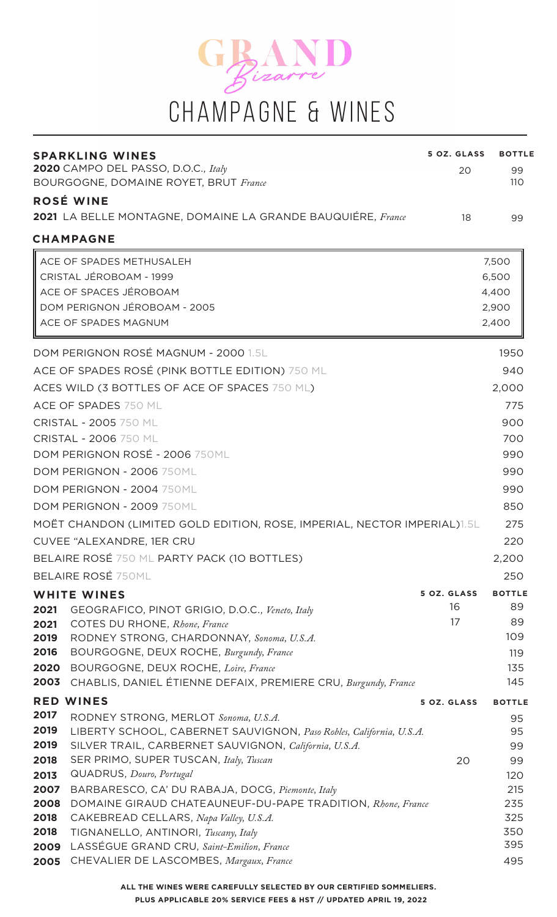# GRAND *Bizarre*

# CHAMPAGNE & WINES

## SPARKLING WINES

| | 5 OZ. GLASS | BOTTLE |
|---|---|---|
| **2020** CAMPO DEL PASSO, D.O.C., *Italy* | 20 | 99 |
| BOURGOGNE, DOMAINE ROYET, BRUT *France* | | 110 |

## ROSÉ WINE

| | 5 OZ. GLASS | BOTTLE |
|---|---|---|
| **2021** LA BELLE MONTAGNE, DOMAINE LA GRANDE BAUQUIÉRE, *France* | 18 | 99 |

## CHAMPAGNE

| | |
|---|---|
| ACE OF SPADES METHUSALEH | 7,500 |
| CRISTAL JÉROBOAM - 1999 | 6,500 |
| ACE OF SPACES JÉROBOAM | 4,400 |
| DOM PERIGNON JÉROBOAM - 2005 | 2,900 |
| ACE OF SPADES MAGNUM | 2,400 |
| DOM PERIGNON ROSÉ MAGNUM - 2000 1.5L | 1950 |
| ACE OF SPADES ROSÉ (PINK BOTTLE EDITION) 750 ML | 940 |
| ACES WILD (3 BOTTLES OF ACE OF SPACES 750 ML) | 2,000 |
| ACE OF SPADES 750 ML | 775 |
| CRISTAL - 2005 750 ML | 900 |
| CRISTAL - 2006 750 ML | 700 |
| DOM PERIGNON ROSÉ - 2006 750ML | 990 |
| DOM PERIGNON - 2006 750ML | 990 |
| DOM PERIGNON - 2004 750ML | 990 |
| DOM PERIGNON - 2009 750ML | 850 |
| MOËT CHANDON (LIMITED GOLD EDITION, ROSE, IMPERIAL, NECTOR IMPERIAL)1.5L | 275 |
| CUVEE "ALEXANDRE, 1ER CRU | 220 |
| BELAIRE ROSÉ 750 ML PARTY PACK (10 BOTTLES) | 2,200 |
| BELAIRE ROSÉ 750ML | 250 |

## WHITE WINES

| | | 5 OZ. GLASS | BOTTLE |
|---|---|---|---|
| **2021** | GEOGRAFICO, PINOT GRIGIO, D.O.C., *Veneto, Italy* | 16 | 89 |
| **2021** | COTES DU RHONE, *Rhone, France* | 17 | 89 |
| **2019** | RODNEY STRONG, CHARDONNAY, *Sonoma, U.S.A.* | | 109 |
| **2016** | BOURGOGNE, DEUX ROCHE, *Burgundy, France* | | 119 |
| **2020** | BOURGOGNE, DEUX ROCHE, *Loire, France* | | 135 |
| **2003** | CHABLIS, DANIEL ÉTIENNE DEFAIX, PREMIERE CRU, *Burgundy, France* | | 145 |

## RED WINES

| | | 5 OZ. GLASS | BOTTLE |
|---|---|---|---|
| **2017** | RODNEY STRONG, MERLOT *Sonoma, U.S.A.* | | 95 |
| **2019** | LIBERTY SCHOOL, CABERNET SAUVIGNON, *Paso Robles, California, U.S.A.* | | 95 |
| **2019** | SILVER TRAIL, CARBERNET SAUVIGNON, *California, U.S.A.* | | 99 |
| **2018** | SER PRIMO, SUPER TUSCAN, *Italy, Tuscan* | 20 | 99 |
| **2013** | QUADRUS, *Douro, Portugal* | | 120 |
| **2007** | BARBARESCO, CA' DU RABAJA, DOCG, *Piemonte, Italy* | | 215 |
| **2008** | DOMAINE GIRAUD CHATEAUNEUF-DU-PAPE TRADITION, *Rhone, France* | | 235 |
| **2018** | CAKEBREAD CELLARS, *Napa Valley, U.S.A.* | | 325 |
| **2018** | TIGNANELLO, ANTINORI, *Tuscany, Italy* | | 350 |
| **2009** | LASSÉGUE GRAND CRU, *Saint-Emilion, France* | | 395 |
| **2005** | CHEVALIER DE LASCOMBES, *Margaux, France* | | 495 |

**ALL THE WINES WERE CAREFULLY SELECTED BY OUR CERTIFIED SOMMELIERS.**

**PLUS APPLICABLE 20% SERVICE FEES & HST // UPDATED APRIL 19, 2022**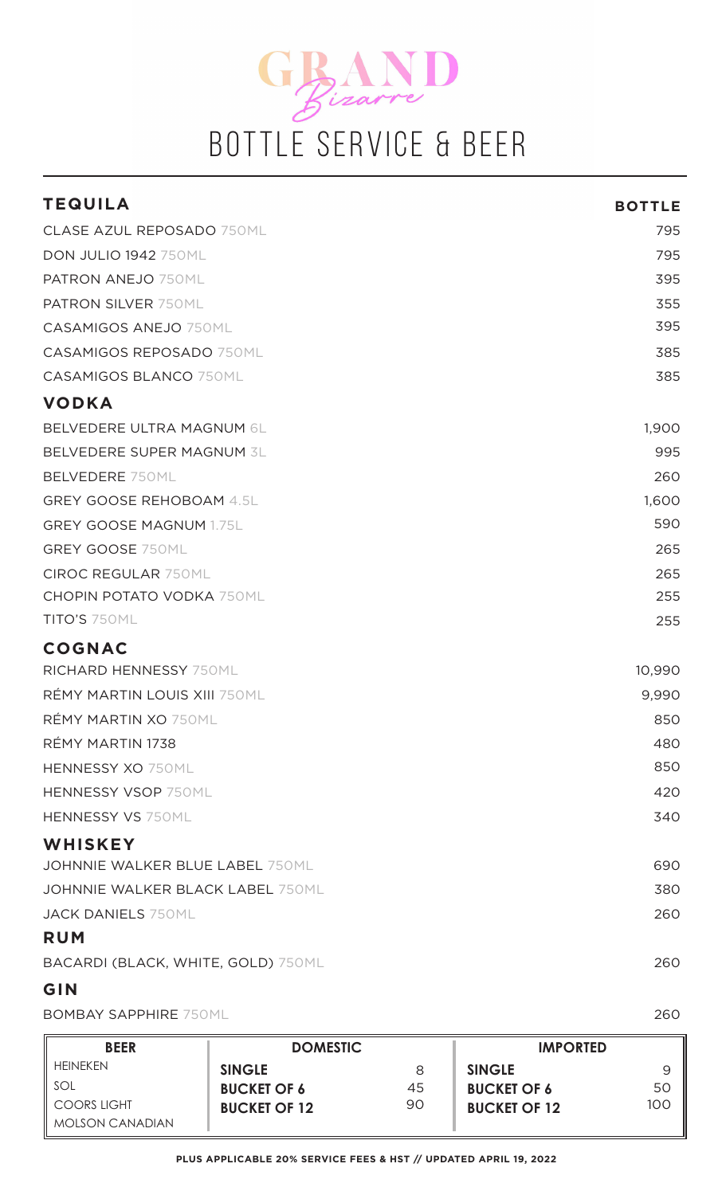# GRAND *Bizarre*

## BOTTLE SERVICE & BEER

| TEQUILA | BOTTLE |
|---|---|
| CLASE AZUL REPOSADO 750ML | 795 |
| DON JULIO 1942 750ML | 795 |
| PATRON ANEJO 750ML | 395 |
| PATRON SILVER 750ML | 355 |
| CASAMIGOS ANEJO 750ML | 395 |
| CASAMIGOS REPOSADO 750ML | 385 |
| CASAMIGOS BLANCO 750ML | 385 |
| **VODKA** | |
| BELVEDERE ULTRA MAGNUM 6L | 1,900 |
| BELVEDERE SUPER MAGNUM 3L | 995 |
| BELVEDERE 750ML | 260 |
| GREY GOOSE REHOBOAM 4.5L | 1,600 |
| GREY GOOSE MAGNUM 1.75L | 590 |
| GREY GOOSE 750ML | 265 |
| CIROC REGULAR 750ML | 265 |
| CHOPIN POTATO VODKA 750ML | 255 |
| TITO'S 750ML | 255 |
| **COGNAC** | |
| RICHARD HENNESSY 750ML | 10,990 |
| RÉMY MARTIN LOUIS XIII 750ML | 9,990 |
| RÉMY MARTIN XO 750ML | 850 |
| RÉMY MARTIN 1738 | 480 |
| HENNESSY XO 750ML | 850 |
| HENNESSY VSOP 750ML | 420 |
| HENNESSY VS 750ML | 340 |
| **WHISKEY** | |
| JOHNNIE WALKER BLUE LABEL 750ML | 690 |
| JOHNNIE WALKER BLACK LABEL 750ML | 380 |
| JACK DANIELS 750ML | 260 |
| **RUM** | |
| BACARDI (BLACK, WHITE, GOLD) 750ML | 260 |
| **GIN** | |
| BOMBAY SAPPHIRE 750ML | 260 |

| BEER | DOMESTIC | | IMPORTED | |
|---|---|---|---|---|
| HEINEKEN | **SINGLE** | 8 | **SINGLE** | 9 |
| SOL | **BUCKET OF 6** | 45 | **BUCKET OF 6** | 50 |
| COORS LIGHT | **BUCKET OF 12** | 90 | **BUCKET OF 12** | 100 |
| MOLSON CANADIAN | | | | |

**PLUS APPLICABLE 20% SERVICE FEES & HST // UPDATED APRIL 19, 2022**